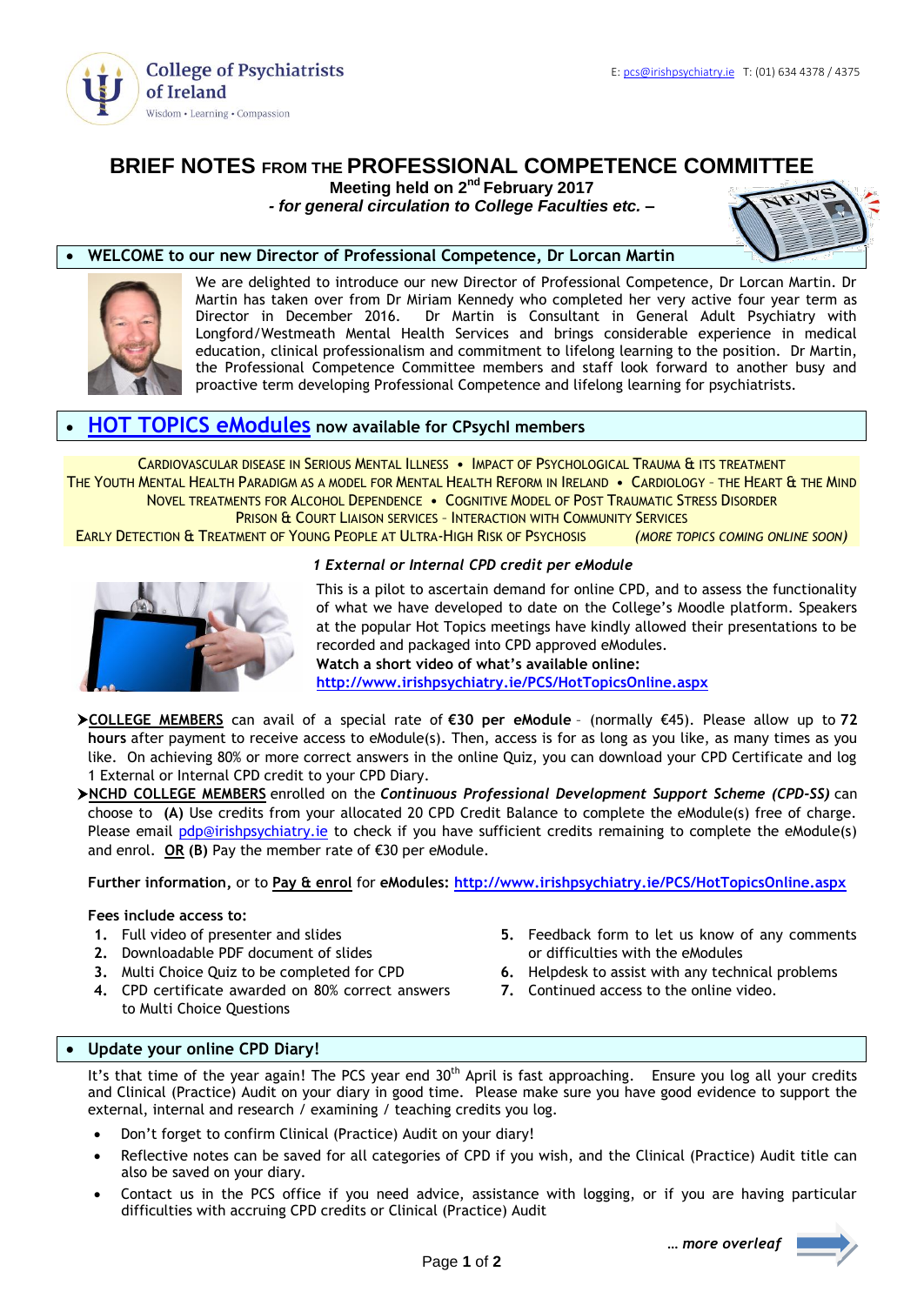College of Psychiatrists of Ireland
Wisdom • Learning • Compassion

E: pcs@irishpsychiatry.ie T: (01) 634 4378 / 4375

# BRIEF NOTES FROM THE PROFESSIONAL COMPETENCE COMMITTEE

**Meeting held on 2nd February 2017**

***- for general circulation to College Faculties etc. –***

## • WELCOME to our new Director of Professional Competence, Dr Lorcan Martin

We are delighted to introduce our new Director of Professional Competence, Dr Lorcan Martin. Dr Martin has taken over from Dr Miriam Kennedy who completed her very active four year term as Director in December 2016. Dr Martin is Consultant in General Adult Psychiatry with Longford/Westmeath Mental Health Services and brings considerable experience in medical education, clinical professionalism and commitment to lifelong learning to the position. Dr Martin, the Professional Competence Committee members and staff look forward to another busy and proactive term developing Professional Competence and lifelong learning for psychiatrists.

## • HOT TOPICS eModules now available for CPsychI members

CARDIOVASCULAR DISEASE IN SERIOUS MENTAL ILLNESS • IMPACT OF PSYCHOLOGICAL TRAUMA & ITS TREATMENT
THE YOUTH MENTAL HEALTH PARADIGM AS A MODEL FOR MENTAL HEALTH REFORM IN IRELAND • CARDIOLOGY – THE HEART & THE MIND
NOVEL TREATMENTS FOR ALCOHOL DEPENDENCE • COGNITIVE MODEL OF POST TRAUMATIC STRESS DISORDER
PRISON & COURT LIAISON SERVICES – INTERACTION WITH COMMUNITY SERVICES
EARLY DETECTION & TREATMENT OF YOUNG PEOPLE AT ULTRA-HIGH RISK OF PSYCHOSIS *(MORE TOPICS COMING ONLINE SOON)*

***1 External or Internal CPD credit per eModule***

This is a pilot to ascertain demand for online CPD, and to assess the functionality of what we have developed to date on the College's Moodle platform. Speakers at the popular Hot Topics meetings have kindly allowed their presentations to be recorded and packaged into CPD approved eModules.
**Watch a short video of what's available online:**
**http://www.irishpsychiatry.ie/PCS/HotTopicsOnline.aspx**

- **COLLEGE MEMBERS** can avail of a special rate of **€30 per eModule** – (normally €45). Please allow up to **72 hours** after payment to receive access to eModule(s). Then, access is for as long as you like, as many times as you like. On achieving 80% or more correct answers in the online Quiz, you can download your CPD Certificate and log 1 External or Internal CPD credit to your CPD Diary.
- **NCHD COLLEGE MEMBERS** enrolled on the ***Continuous Professional Development Support Scheme (CPD-SS)*** can choose to **(A)** Use credits from your allocated 20 CPD Credit Balance to complete the eModule(s) free of charge. Please email pdp@irishpsychiatry.ie to check if you have sufficient credits remaining to complete the eModule(s) and enrol. **OR (B)** Pay the member rate of €30 per eModule.

**Further information**, or to **Pay & enrol** for **eModules: http://www.irishpsychiatry.ie/PCS/HotTopicsOnline.aspx**

**Fees include access to:**

1. Full video of presenter and slides
2. Downloadable PDF document of slides
3. Multi Choice Quiz to be completed for CPD
4. CPD certificate awarded on 80% correct answers to Multi Choice Questions
5. Feedback form to let us know of any comments or difficulties with the eModules
6. Helpdesk to assist with any technical problems
7. Continued access to the online video.

## • Update your online CPD Diary!

It's that time of the year again! The PCS year end 30th April is fast approaching. Ensure you log all your credits and Clinical (Practice) Audit on your diary in good time. Please make sure you have good evidence to support the external, internal and research / examining / teaching credits you log.

- Don't forget to confirm Clinical (Practice) Audit on your diary!
- Reflective notes can be saved for all categories of CPD if you wish, and the Clinical (Practice) Audit title can also be saved on your diary.
- Contact us in the PCS office if you need advice, assistance with logging, or if you are having particular difficulties with accruing CPD credits or Clinical (Practice) Audit

*… more overleaf*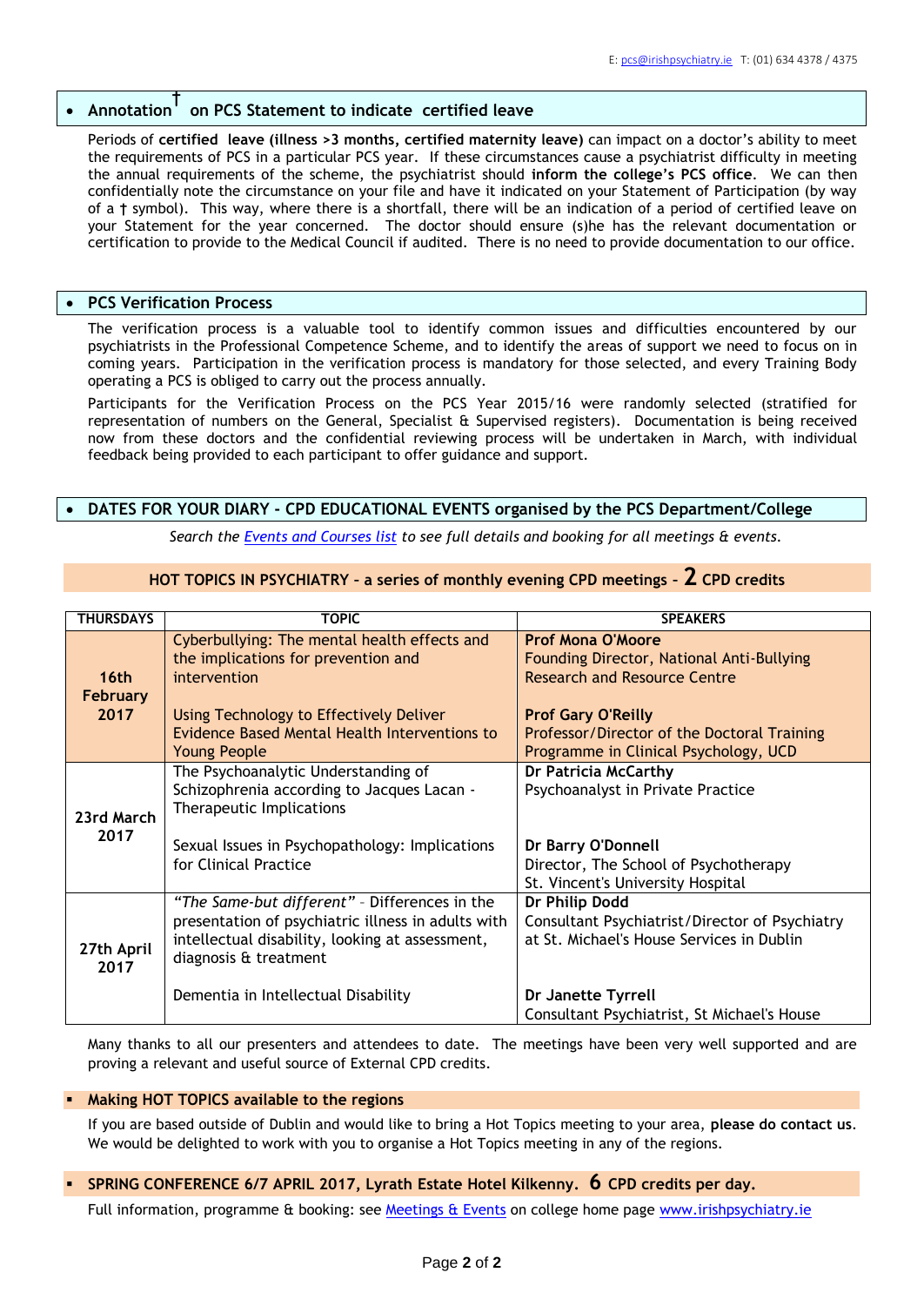E: pcs@irishpsychiatry.ie T: (01) 634 4378 / 4375

- **Annotation † on PCS Statement to indicate certified leave**

Periods of **certified leave (illness >3 months, certified maternity leave)** can impact on a doctor's ability to meet the requirements of PCS in a particular PCS year. If these circumstances cause a psychiatrist difficulty in meeting the annual requirements of the scheme, the psychiatrist should **inform the college's PCS office**. We can then confidentially note the circumstance on your file and have it indicated on your Statement of Participation (by way of a † symbol). This way, where there is a shortfall, there will be an indication of a period of certified leave on your Statement for the year concerned. The doctor should ensure (s)he has the relevant documentation or certification to provide to the Medical Council if audited. There is no need to provide documentation to our office.

- **PCS Verification Process**

The verification process is a valuable tool to identify common issues and difficulties encountered by our psychiatrists in the Professional Competence Scheme, and to identify the areas of support we need to focus on in coming years. Participation in the verification process is mandatory for those selected, and every Training Body operating a PCS is obliged to carry out the process annually.

Participants for the Verification Process on the PCS Year 2015/16 were randomly selected (stratified for representation of numbers on the General, Specialist & Supervised registers). Documentation is being received now from these doctors and the confidential reviewing process will be undertaken in March, with individual feedback being provided to each participant to offer guidance and support.

- **DATES FOR YOUR DIARY - CPD EDUCATIONAL EVENTS organised by the PCS Department/College**

*Search the Events and Courses list to see full details and booking for all meetings & events.*

**HOT TOPICS IN PSYCHIATRY – a series of monthly evening CPD meetings – 2 CPD credits**

| THURSDAYS | TOPIC | SPEAKERS |
|---|---|---|
| 16th February 2017 | Cyberbullying: The mental health effects and the implications for prevention and intervention | **Prof Mona O'Moore** Founding Director, National Anti-Bullying Research and Resource Centre |
| | Using Technology to Effectively Deliver Evidence Based Mental Health Interventions to Young People | **Prof Gary O'Reilly** Professor/Director of the Doctoral Training Programme in Clinical Psychology, UCD |
| 23rd March 2017 | The Psychoanalytic Understanding of Schizophrenia according to Jacques Lacan - Therapeutic Implications | **Dr Patricia McCarthy** Psychoanalyst in Private Practice |
| | Sexual Issues in Psychopathology: Implications for Clinical Practice | **Dr Barry O'Donnell** Director, The School of Psychotherapy St. Vincent's University Hospital |
| 27th April 2017 | *"The Same-but different"* - Differences in the presentation of psychiatric illness in adults with intellectual disability, looking at assessment, diagnosis & treatment | **Dr Philip Dodd** Consultant Psychiatrist/Director of Psychiatry at St. Michael's House Services in Dublin |
| | Dementia in Intellectual Disability | **Dr Janette Tyrrell** Consultant Psychiatrist, St Michael's House |

Many thanks to all our presenters and attendees to date. The meetings have been very well supported and are proving a relevant and useful source of External CPD credits.

- **Making HOT TOPICS available to the regions**

If you are based outside of Dublin and would like to bring a Hot Topics meeting to your area, **please do contact us**. We would be delighted to work with you to organise a Hot Topics meeting in any of the regions.

- **SPRING CONFERENCE 6/7 APRIL 2017, Lyrath Estate Hotel Kilkenny. 6 CPD credits per day.**

Full information, programme & booking: see Meetings & Events on college home page www.irishpsychiatry.ie